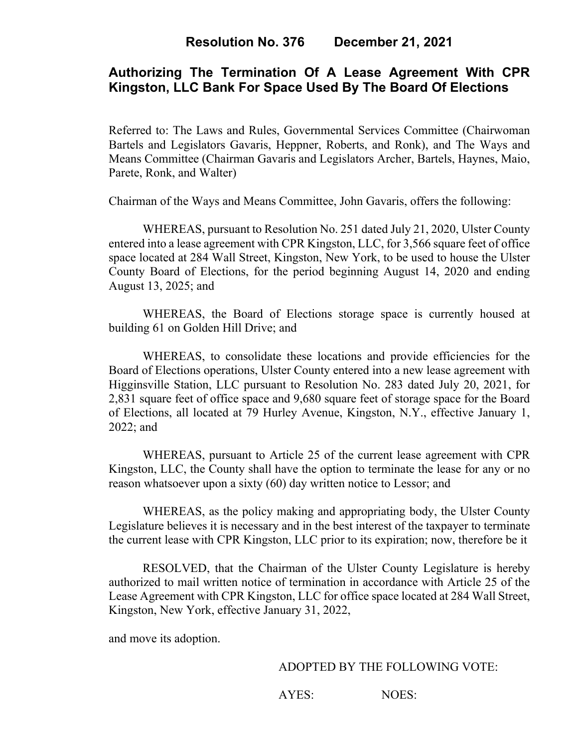# Resolution No. 376 December 21, 2021

## Authorizing The Termination Of A Lease Agreement With CPR Kingston, LLC Bank For Space Used By The Board Of Elections

Referred to: The Laws and Rules, Governmental Services Committee (Chairwoman Bartels and Legislators Gavaris, Heppner, Roberts, and Ronk), and The Ways and Means Committee (Chairman Gavaris and Legislators Archer, Bartels, Haynes, Maio, Parete, Ronk, and Walter)

Chairman of the Ways and Means Committee, John Gavaris, offers the following:

WHEREAS, pursuant to Resolution No. 251 dated July 21, 2020, Ulster County entered into a lease agreement with CPR Kingston, LLC, for 3,566 square feet of office space located at 284 Wall Street, Kingston, New York, to be used to house the Ulster County Board of Elections, for the period beginning August 14, 2020 and ending August 13, 2025; and

WHEREAS, the Board of Elections storage space is currently housed at building 61 on Golden Hill Drive; and

WHEREAS, to consolidate these locations and provide efficiencies for the Board of Elections operations, Ulster County entered into a new lease agreement with Higginsville Station, LLC pursuant to Resolution No. 283 dated July 20, 2021, for 2,831 square feet of office space and 9,680 square feet of storage space for the Board of Elections, all located at 79 Hurley Avenue, Kingston, N.Y., effective January 1, 2022; and

WHEREAS, pursuant to Article 25 of the current lease agreement with CPR Kingston, LLC, the County shall have the option to terminate the lease for any or no reason whatsoever upon a sixty (60) day written notice to Lessor; and

WHEREAS, as the policy making and appropriating body, the Ulster County Legislature believes it is necessary and in the best interest of the taxpayer to terminate the current lease with CPR Kingston, LLC prior to its expiration; now, therefore be it

RESOLVED, that the Chairman of the Ulster County Legislature is hereby authorized to mail written notice of termination in accordance with Article 25 of the Lease Agreement with CPR Kingston, LLC for office space located at 284 Wall Street, Kingston, New York, effective January 31, 2022,

and move its adoption.

ADOPTED BY THE FOLLOWING VOTE:

AYES: NOES: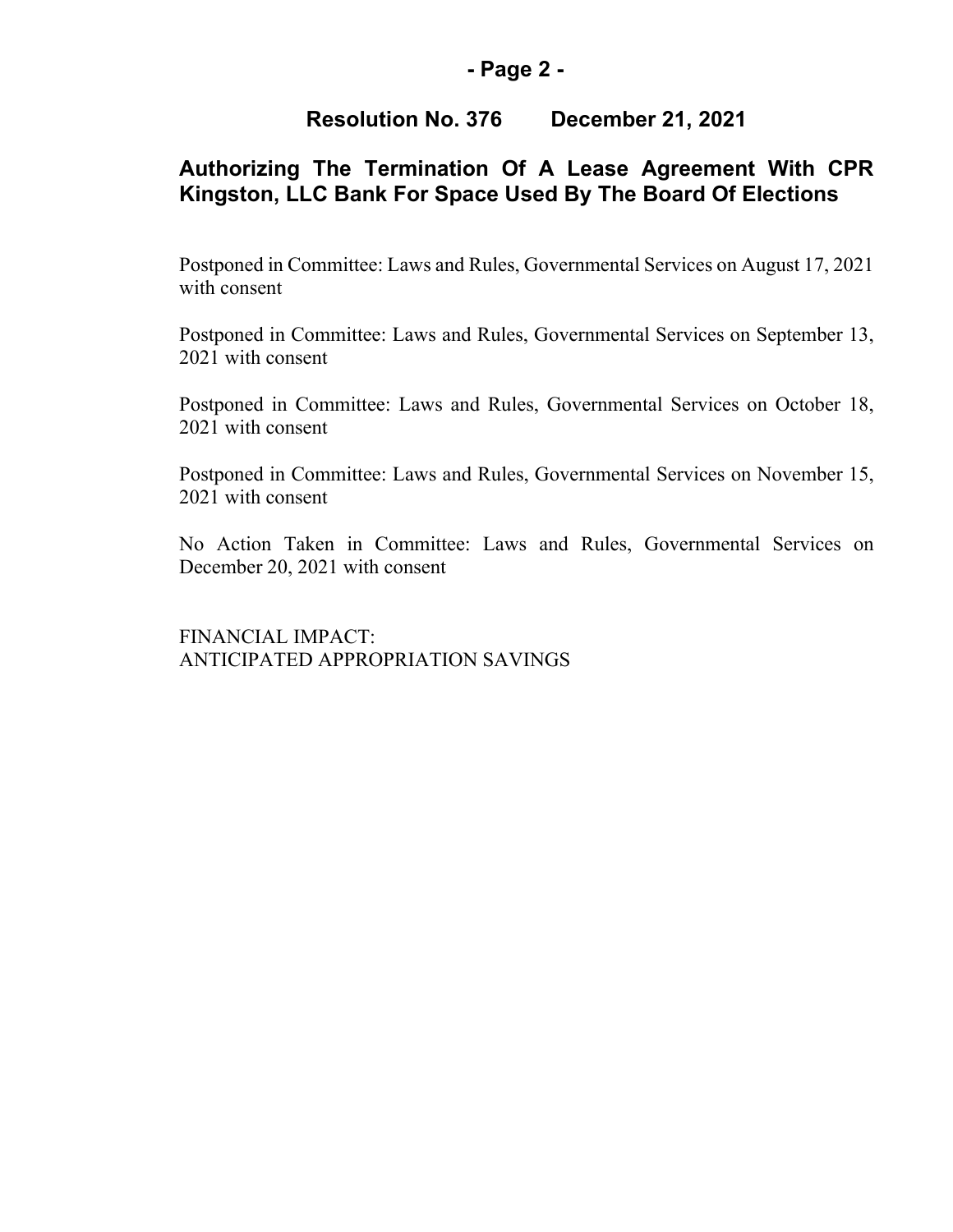## Resolution No. 376 December 21, 2021

## Authorizing The Termination Of A Lease Agreement With CPR Kingston, LLC Bank For Space Used By The Board Of Elections

Postponed in Committee: Laws and Rules, Governmental Services on August 17, 2021 with consent

Postponed in Committee: Laws and Rules, Governmental Services on September 13, 2021 with consent

Postponed in Committee: Laws and Rules, Governmental Services on October 18, 2021 with consent

Postponed in Committee: Laws and Rules, Governmental Services on November 15, 2021 with consent

No Action Taken in Committee: Laws and Rules, Governmental Services on December 20, 2021 with consent

FINANCIAL IMPACT:
ANTICIPATED APPROPRIATION SAVINGS